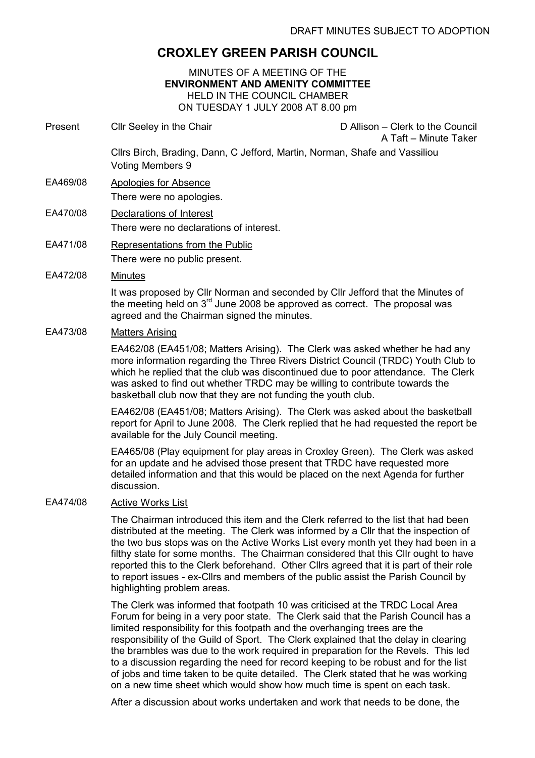DRAFT MINUTES SUBJECT TO ADOPTION

# CROXLEY GREEN PARISH COUNCIL

MINUTES OF A MEETING OF THE
**ENVIRONMENT AND AMENITY COMMITTEE**
HELD IN THE COUNCIL CHAMBER
ON TUESDAY 1 JULY 2008 AT 8.00 pm

Present: Cllr Seeley in the Chair — D Allison – Clerk to the Council; A Taft – Minute Taker

Cllrs Birch, Brading, Dann, C Jefford, Martin, Norman, Shafe and Vassiliou
Voting Members 9

**EA469/08 Apologies for Absence**

There were no apologies.

**EA470/08 Declarations of Interest**

There were no declarations of interest.

**EA471/08 Representations from the Public**

There were no public present.

**EA472/08 Minutes**

It was proposed by Cllr Norman and seconded by Cllr Jefford that the Minutes of the meeting held on 3rd June 2008 be approved as correct. The proposal was agreed and the Chairman signed the minutes.

**EA473/08 Matters Arising**

EA462/08 (EA451/08; Matters Arising). The Clerk was asked whether he had any more information regarding the Three Rivers District Council (TRDC) Youth Club to which he replied that the club was discontinued due to poor attendance. The Clerk was asked to find out whether TRDC may be willing to contribute towards the basketball club now that they are not funding the youth club.

EA462/08 (EA451/08; Matters Arising). The Clerk was asked about the basketball report for April to June 2008. The Clerk replied that he had requested the report be available for the July Council meeting.

EA465/08 (Play equipment for play areas in Croxley Green). The Clerk was asked for an update and he advised those present that TRDC have requested more detailed information and that this would be placed on the next Agenda for further discussion.

**EA474/08 Active Works List**

The Chairman introduced this item and the Clerk referred to the list that had been distributed at the meeting. The Clerk was informed by a Cllr that the inspection of the two bus stops was on the Active Works List every month yet they had been in a filthy state for some months. The Chairman considered that this Cllr ought to have reported this to the Clerk beforehand. Other Cllrs agreed that it is part of their role to report issues - ex-Cllrs and members of the public assist the Parish Council by highlighting problem areas.

The Clerk was informed that footpath 10 was criticised at the TRDC Local Area Forum for being in a very poor state. The Clerk said that the Parish Council has a limited responsibility for this footpath and the overhanging trees are the responsibility of the Guild of Sport. The Clerk explained that the delay in clearing the brambles was due to the work required in preparation for the Revels. This led to a discussion regarding the need for record keeping to be robust and for the list of jobs and time taken to be quite detailed. The Clerk stated that he was working on a new time sheet which would show how much time is spent on each task.

After a discussion about works undertaken and work that needs to be done, the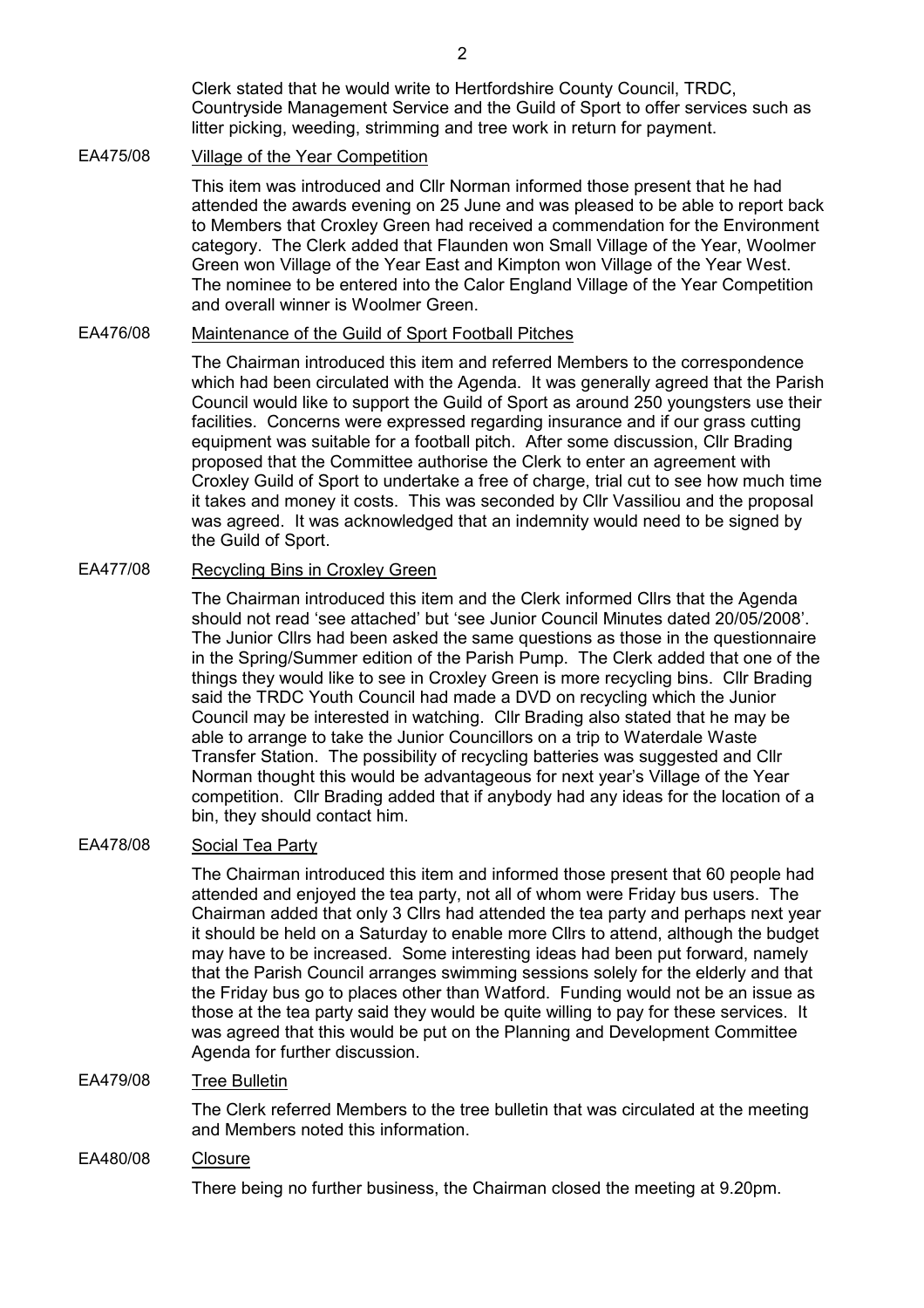Clerk stated that he would write to Hertfordshire County Council, TRDC, Countryside Management Service and the Guild of Sport to offer services such as litter picking, weeding, strimming and tree work in return for payment.

EA475/08 Village of the Year Competition

This item was introduced and Cllr Norman informed those present that he had attended the awards evening on 25 June and was pleased to be able to report back to Members that Croxley Green had received a commendation for the Environment category. The Clerk added that Flaunden won Small Village of the Year, Woolmer Green won Village of the Year East and Kimpton won Village of the Year West. The nominee to be entered into the Calor England Village of the Year Competition and overall winner is Woolmer Green.

EA476/08 Maintenance of the Guild of Sport Football Pitches

The Chairman introduced this item and referred Members to the correspondence which had been circulated with the Agenda. It was generally agreed that the Parish Council would like to support the Guild of Sport as around 250 youngsters use their facilities. Concerns were expressed regarding insurance and if our grass cutting equipment was suitable for a football pitch. After some discussion, Cllr Brading proposed that the Committee authorise the Clerk to enter an agreement with Croxley Guild of Sport to undertake a free of charge, trial cut to see how much time it takes and money it costs. This was seconded by Cllr Vassiliou and the proposal was agreed. It was acknowledged that an indemnity would need to be signed by the Guild of Sport.

EA477/08 Recycling Bins in Croxley Green

The Chairman introduced this item and the Clerk informed Cllrs that the Agenda should not read 'see attached' but 'see Junior Council Minutes dated 20/05/2008'. The Junior Cllrs had been asked the same questions as those in the questionnaire in the Spring/Summer edition of the Parish Pump. The Clerk added that one of the things they would like to see in Croxley Green is more recycling bins. Cllr Brading said the TRDC Youth Council had made a DVD on recycling which the Junior Council may be interested in watching. Cllr Brading also stated that he may be able to arrange to take the Junior Councillors on a trip to Waterdale Waste Transfer Station. The possibility of recycling batteries was suggested and Cllr Norman thought this would be advantageous for next year's Village of the Year competition. Cllr Brading added that if anybody had any ideas for the location of a bin, they should contact him.

EA478/08 Social Tea Party

The Chairman introduced this item and informed those present that 60 people had attended and enjoyed the tea party, not all of whom were Friday bus users. The Chairman added that only 3 Cllrs had attended the tea party and perhaps next year it should be held on a Saturday to enable more Cllrs to attend, although the budget may have to be increased. Some interesting ideas had been put forward, namely that the Parish Council arranges swimming sessions solely for the elderly and that the Friday bus go to places other than Watford. Funding would not be an issue as those at the tea party said they would be quite willing to pay for these services. It was agreed that this would be put on the Planning and Development Committee Agenda for further discussion.

EA479/08 Tree Bulletin

The Clerk referred Members to the tree bulletin that was circulated at the meeting and Members noted this information.

EA480/08 Closure

There being no further business, the Chairman closed the meeting at 9.20pm.